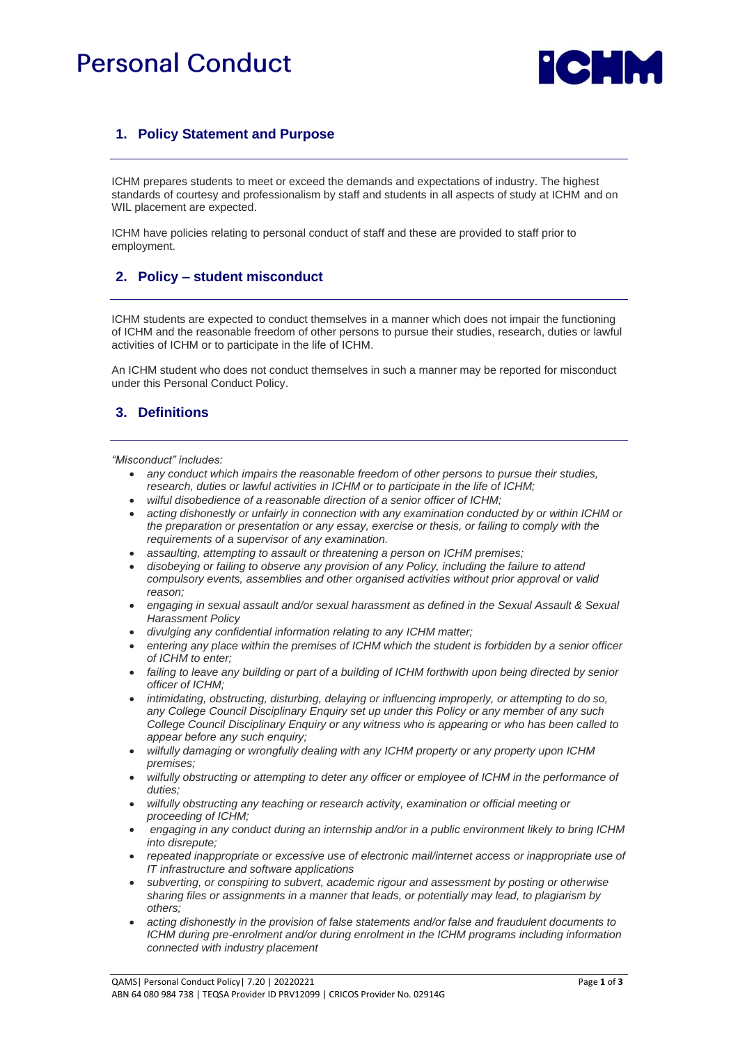# Personal Conduct

## 1. Policy Statement and Purpose

ICHM prepares students to meet or exceed the demands and expectations of industry. The highest standards of courtesy and professionalism by staff and students in all aspects of study at ICHM and on WIL placement are expected.

ICHM have policies relating to personal conduct of staff and these are provided to staff prior to employment.

## 2. Policy – student misconduct

ICHM students are expected to conduct themselves in a manner which does not impair the functioning of ICHM and the reasonable freedom of other persons to pursue their studies, research, duties or lawful activities of ICHM or to participate in the life of ICHM.

An ICHM student who does not conduct themselves in such a manner may be reported for misconduct under this Personal Conduct Policy.

## 3. Definitions

*"Misconduct" includes:*

- *any conduct which impairs the reasonable freedom of other persons to pursue their studies, research, duties or lawful activities in ICHM or to participate in the life of ICHM;*
- *wilful disobedience of a reasonable direction of a senior officer of ICHM;*
- *acting dishonestly or unfairly in connection with any examination conducted by or within ICHM or the preparation or presentation or any essay, exercise or thesis, or failing to comply with the requirements of a supervisor of any examination.*
- *assaulting, attempting to assault or threatening a person on ICHM premises;*
- *disobeying or failing to observe any provision of any Policy, including the failure to attend compulsory events, assemblies and other organised activities without prior approval or valid reason;*
- *engaging in sexual assault and/or sexual harassment as defined in the Sexual Assault & Sexual Harassment Policy*
- *divulging any confidential information relating to any ICHM matter;*
- *entering any place within the premises of ICHM which the student is forbidden by a senior officer of ICHM to enter;*
- *failing to leave any building or part of a building of ICHM forthwith upon being directed by senior officer of ICHM;*
- *intimidating, obstructing, disturbing, delaying or influencing improperly, or attempting to do so, any College Council Disciplinary Enquiry set up under this Policy or any member of any such College Council Disciplinary Enquiry or any witness who is appearing or who has been called to appear before any such enquiry;*
- *wilfully damaging or wrongfully dealing with any ICHM property or any property upon ICHM premises;*
- *wilfully obstructing or attempting to deter any officer or employee of ICHM in the performance of duties;*
- *wilfully obstructing any teaching or research activity, examination or official meeting or proceeding of ICHM;*
- *engaging in any conduct during an internship and/or in a public environment likely to bring ICHM into disrepute;*
- *repeated inappropriate or excessive use of electronic mail/internet access or inappropriate use of IT infrastructure and software applications*
- *subverting, or conspiring to subvert, academic rigour and assessment by posting or otherwise sharing files or assignments in a manner that leads, or potentially may lead, to plagiarism by others;*
- *acting dishonestly in the provision of false statements and/or false and fraudulent documents to ICHM during pre-enrolment and/or during enrolment in the ICHM programs including information connected with industry placement*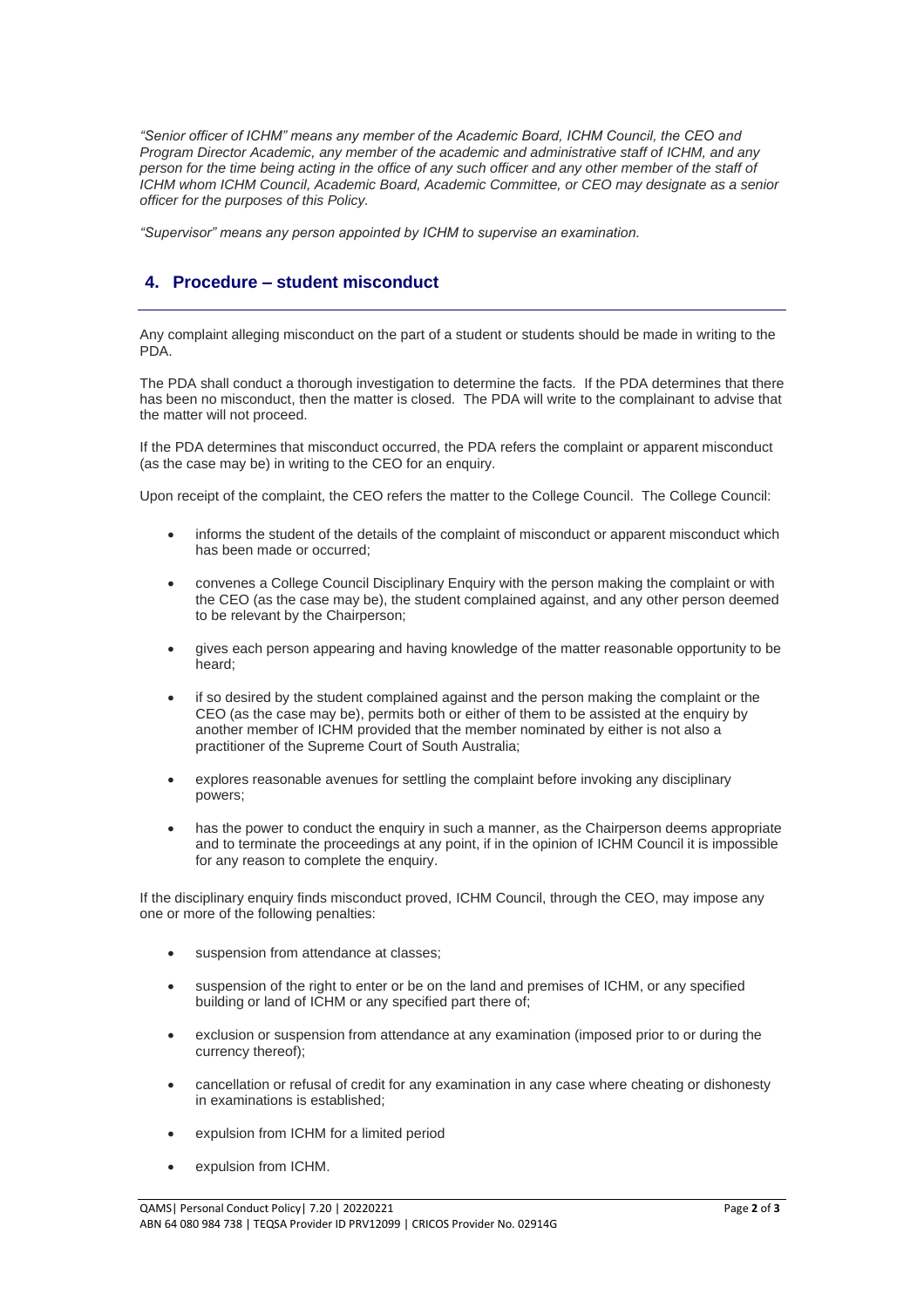*"Senior officer of ICHM" means any member of the Academic Board, ICHM Council, the CEO and Program Director Academic, any member of the academic and administrative staff of ICHM, and any person for the time being acting in the office of any such officer and any other member of the staff of ICHM whom ICHM Council, Academic Board, Academic Committee, or CEO may designate as a senior officer for the purposes of this Policy.*

*"Supervisor" means any person appointed by ICHM to supervise an examination.*

## 4. Procedure – student misconduct

Any complaint alleging misconduct on the part of a student or students should be made in writing to the PDA.

The PDA shall conduct a thorough investigation to determine the facts. If the PDA determines that there has been no misconduct, then the matter is closed. The PDA will write to the complainant to advise that the matter will not proceed.

If the PDA determines that misconduct occurred, the PDA refers the complaint or apparent misconduct (as the case may be) in writing to the CEO for an enquiry.

Upon receipt of the complaint, the CEO refers the matter to the College Council. The College Council:

- informs the student of the details of the complaint of misconduct or apparent misconduct which has been made or occurred;
- convenes a College Council Disciplinary Enquiry with the person making the complaint or with the CEO (as the case may be), the student complained against, and any other person deemed to be relevant by the Chairperson;
- gives each person appearing and having knowledge of the matter reasonable opportunity to be heard;
- if so desired by the student complained against and the person making the complaint or the CEO (as the case may be), permits both or either of them to be assisted at the enquiry by another member of ICHM provided that the member nominated by either is not also a practitioner of the Supreme Court of South Australia;
- explores reasonable avenues for settling the complaint before invoking any disciplinary powers;
- has the power to conduct the enquiry in such a manner, as the Chairperson deems appropriate and to terminate the proceedings at any point, if in the opinion of ICHM Council it is impossible for any reason to complete the enquiry.

If the disciplinary enquiry finds misconduct proved, ICHM Council, through the CEO, may impose any one or more of the following penalties:

- suspension from attendance at classes;
- suspension of the right to enter or be on the land and premises of ICHM, or any specified building or land of ICHM or any specified part there of;
- exclusion or suspension from attendance at any examination (imposed prior to or during the currency thereof);
- cancellation or refusal of credit for any examination in any case where cheating or dishonesty in examinations is established;
- expulsion from ICHM for a limited period
- expulsion from ICHM.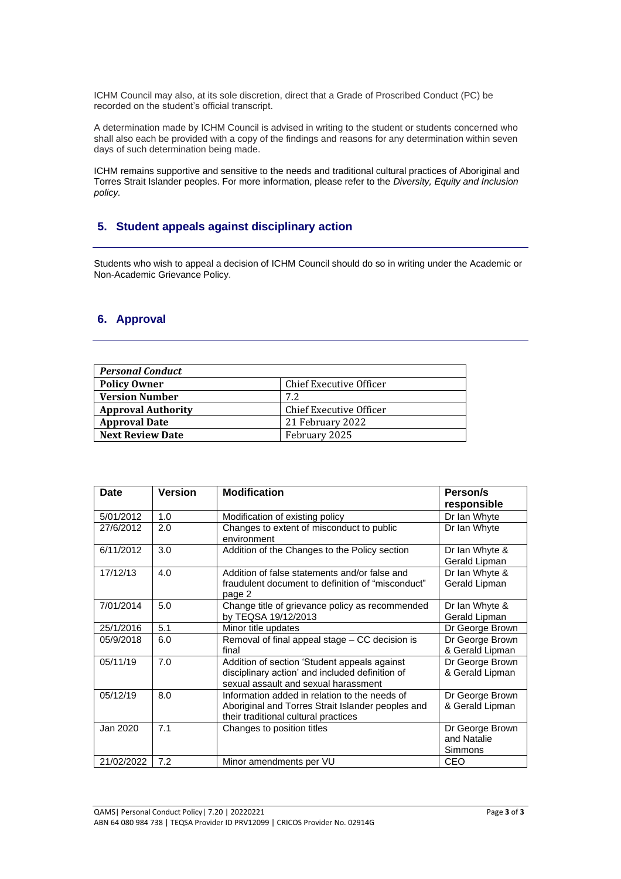ICHM Council may also, at its sole discretion, direct that a Grade of Proscribed Conduct (PC) be recorded on the student's official transcript.

A determination made by ICHM Council is advised in writing to the student or students concerned who shall also each be provided with a copy of the findings and reasons for any determination within seven days of such determination being made.

ICHM remains supportive and sensitive to the needs and traditional cultural practices of Aboriginal and Torres Strait Islander peoples. For more information, please refer to the *Diversity, Equity and Inclusion policy.*

## 5. Student appeals against disciplinary action

Students who wish to appeal a decision of ICHM Council should do so in writing under the Academic or Non-Academic Grievance Policy.

## 6. Approval

| *Personal Conduct* | |
|---|---|
| **Policy Owner** | Chief Executive Officer |
| **Version Number** | 7.2 |
| **Approval Authority** | Chief Executive Officer |
| **Approval Date** | 21 February 2022 |
| **Next Review Date** | February 2025 |

| Date | Version | Modification | Person/s responsible |
|---|---|---|---|
| 5/01/2012 | 1.0 | Modification of existing policy | Dr Ian Whyte |
| 27/6/2012 | 2.0 | Changes to extent of misconduct to public environment | Dr Ian Whyte |
| 6/11/2012 | 3.0 | Addition of the Changes to the Policy section | Dr Ian Whyte & Gerald Lipman |
| 17/12/13 | 4.0 | Addition of false statements and/or false and fraudulent document to definition of "misconduct" page 2 | Dr Ian Whyte & Gerald Lipman |
| 7/01/2014 | 5.0 | Change title of grievance policy as recommended by TEQSA 19/12/2013 | Dr Ian Whyte & Gerald Lipman |
| 25/1/2016 | 5.1 | Minor title updates | Dr George Brown |
| 05/9/2018 | 6.0 | Removal of final appeal stage – CC decision is final | Dr George Brown & Gerald Lipman |
| 05/11/19 | 7.0 | Addition of section 'Student appeals against disciplinary action' and included definition of sexual assault and sexual harassment | Dr George Brown & Gerald Lipman |
| 05/12/19 | 8.0 | Information added in relation to the needs of Aboriginal and Torres Strait Islander peoples and their traditional cultural practices | Dr George Brown & Gerald Lipman |
| Jan 2020 | 7.1 | Changes to position titles | Dr George Brown and Natalie Simmons |
| 21/02/2022 | 7.2 | Minor amendments per VU | CEO |